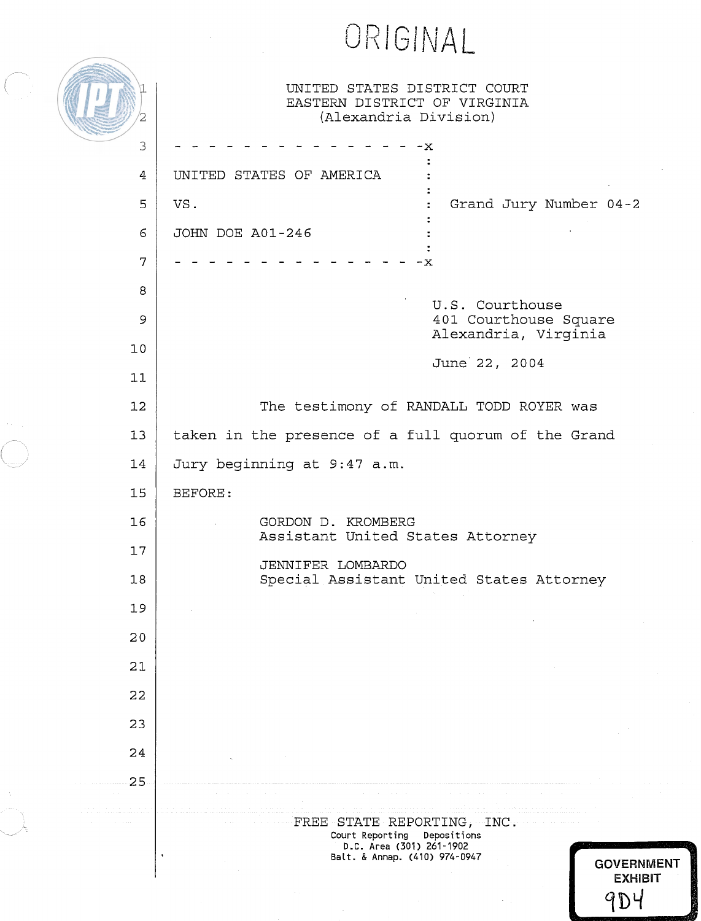ORIGINAL

UNITED STATES DISTRICT COURT
EASTERN DISTRICT OF VIRGINIA
(Alexandria Division)

```
- - - - - - - - - - - - - - - -x
                               :
UNITED STATES OF AMERICA       :
                               :
VS.                            :   Grand Jury Number 04-2
                               :
JOHN DOE A01-246               :
                               :
- - - - - - - - - - - - - - - -x
```

U.S. Courthouse
401 Courthouse Square
Alexandria, Virginia

June 22, 2004

The testimony of RANDALL TODD ROYER was taken in the presence of a full quorum of the Grand Jury beginning at 9:47 a.m.

BEFORE:

GORDON D. KROMBERG
Assistant United States Attorney

JENNIFER LOMBARDO
Special Assistant United States Attorney

FREE STATE REPORTING, INC.
Court Reporting Depositions
D.C. Area (301) 261-1902
Balt. & Annap. (410) 974-0947

GOVERNMENT EXHIBIT
9D4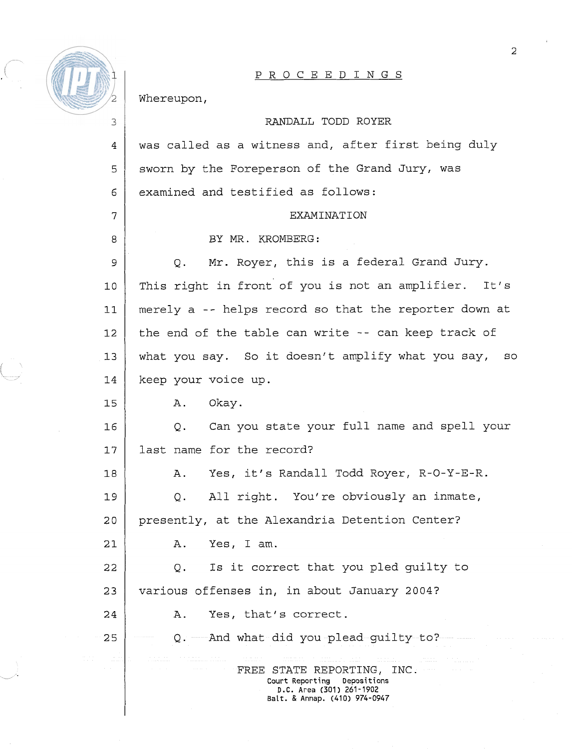PROCEEDINGS

Whereupon,

RANDALL TODD ROYER

was called as a witness and, after first being duly sworn by the Foreperson of the Grand Jury, was examined and testified as follows:

EXAMINATION

BY MR. KROMBERG:

Q. Mr. Royer, this is a federal Grand Jury. This right in front of you is not an amplifier. It's merely a -- helps record so that the reporter down at the end of the table can write -- can keep track of what you say. So it doesn't amplify what you say, so keep your voice up.

A. Okay.

Q. Can you state your full name and spell your last name for the record?

A. Yes, it's Randall Todd Royer, R-O-Y-E-R.

Q. All right. You're obviously an inmate, presently, at the Alexandria Detention Center?

A. Yes, I am.

Q. Is it correct that you pled guilty to various offenses in, in about January 2004?

A. Yes, that's correct.

Q. And what did you plead guilty to?

FREE STATE REPORTING, INC.
Court Reporting Depositions
D.C. Area (301) 261-1902
Balt. & Annap. (410) 974-0947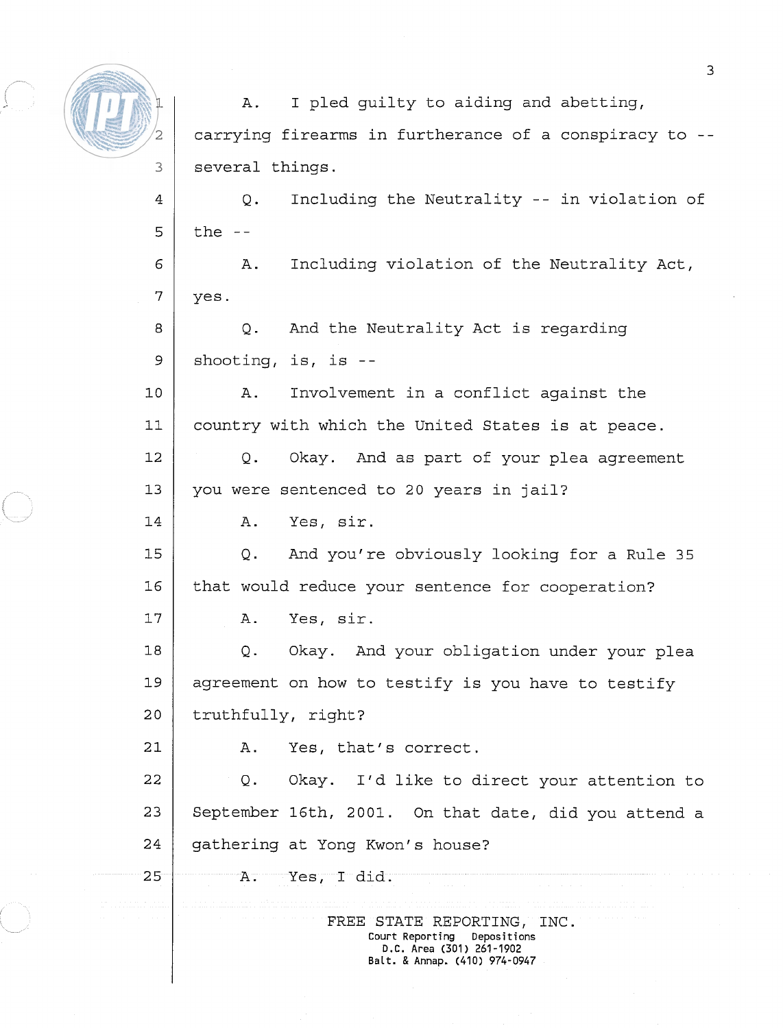A. I pled guilty to aiding and abetting, carrying firearms in furtherance of a conspiracy to -- several things.

Q. Including the Neutrality -- in violation of the --

A. Including violation of the Neutrality Act, yes.

Q. And the Neutrality Act is regarding shooting, is, is --

A. Involvement in a conflict against the country with which the United States is at peace.

Q. Okay. And as part of your plea agreement you were sentenced to 20 years in jail?

A. Yes, sir.

Q. And you're obviously looking for a Rule 35 that would reduce your sentence for cooperation?

A. Yes, sir.

Q. Okay. And your obligation under your plea agreement on how to testify is you have to testify truthfully, right?

A. Yes, that's correct.

Q. Okay. I'd like to direct your attention to September 16th, 2001. On that date, did you attend a gathering at Yong Kwon's house?

A. Yes, I did.

FREE STATE REPORTING, INC.
Court Reporting Depositions
D.C. Area (301) 261-1902
Balt. & Annap. (410) 974-0947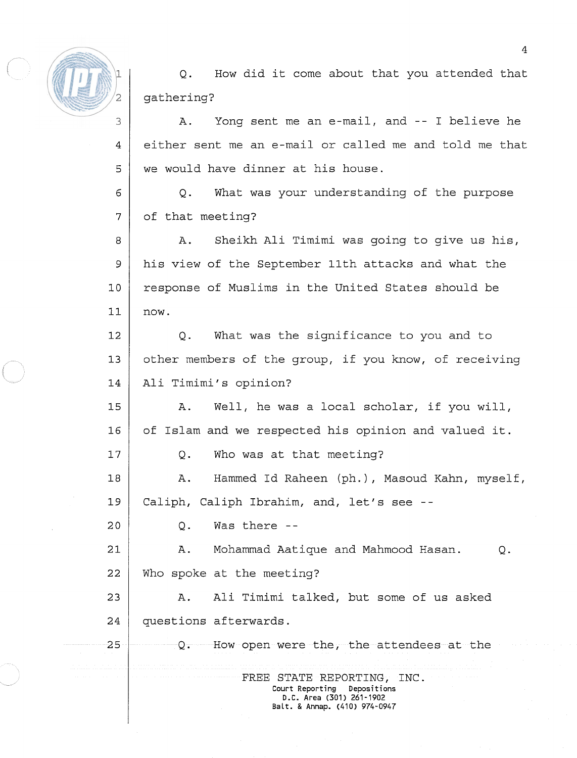Q. How did it come about that you attended that gathering?

A. Yong sent me an e-mail, and -- I believe he either sent me an e-mail or called me and told me that we would have dinner at his house.

Q. What was your understanding of the purpose of that meeting?

A. Sheikh Ali Timimi was going to give us his, his view of the September 11th attacks and what the response of Muslims in the United States should be now.

Q. What was the significance to you and to other members of the group, if you know, of receiving Ali Timimi's opinion?

A. Well, he was a local scholar, if you will, of Islam and we respected his opinion and valued it.

Q. Who was at that meeting?

A. Hammed Id Raheen (ph.), Masoud Kahn, myself, Caliph, Caliph Ibrahim, and, let's see --

Q. Was there --

A. Mohammad Aatique and Mahmood Hasan. Q. Who spoke at the meeting?

A. Ali Timimi talked, but some of us asked questions afterwards.

Q. How open were the, the attendees at the

FREE STATE REPORTING, INC.
Court Reporting Depositions
D.C. Area (301) 261-1902
Balt. & Annap. (410) 974-0947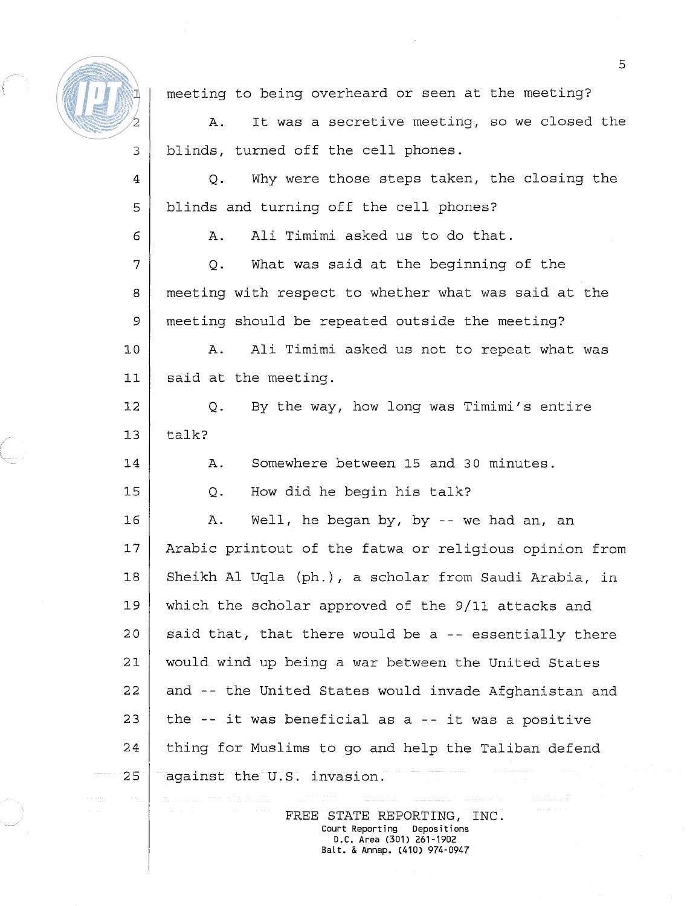meeting to being overheard or seen at the meeting?

A. It was a secretive meeting, so we closed the blinds, turned off the cell phones.

Q. Why were those steps taken, the closing the blinds and turning off the cell phones?

A. Ali Timimi asked us to do that.

Q. What was said at the beginning of the meeting with respect to whether what was said at the meeting should be repeated outside the meeting?

A. Ali Timimi asked us not to repeat what was said at the meeting.

Q. By the way, how long was Timimi's entire talk?

A. Somewhere between 15 and 30 minutes.

Q. How did he begin his talk?

A. Well, he began by, by -- we had an, an Arabic printout of the fatwa or religious opinion from Sheikh Al Uqla (ph.), a scholar from Saudi Arabia, in which the scholar approved of the 9/11 attacks and said that, that there would be a -- essentially there would wind up being a war between the United States and -- the United States would invade Afghanistan and the -- it was beneficial as a -- it was a positive thing for Muslims to go and help the Taliban defend against the U.S. invasion.

FREE STATE REPORTING, INC.
Court Reporting Depositions
D.C. Area (301) 261-1902
Balt. & Annap. (410) 974-0947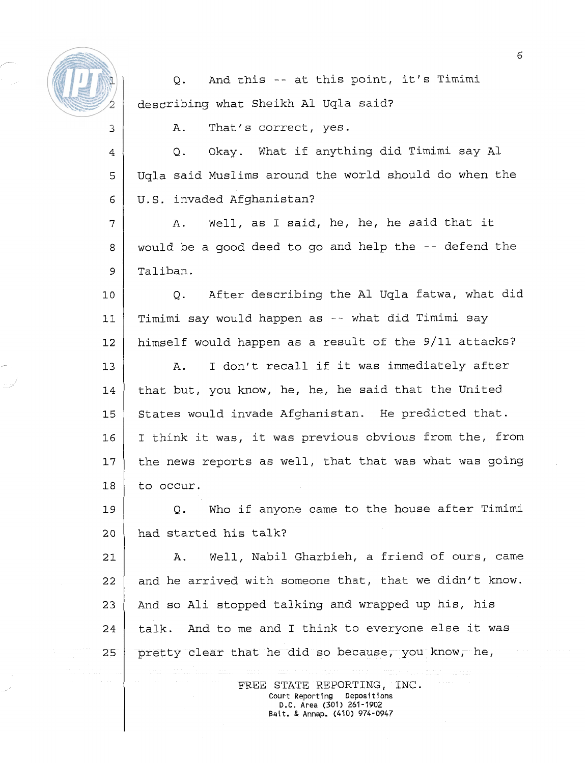Q. And this -- at this point, it's Timimi describing what Sheikh Al Uqla said?

A. That's correct, yes.

Q. Okay. What if anything did Timimi say Al Uqla said Muslims around the world should do when the U.S. invaded Afghanistan?

A. Well, as I said, he, he, he said that it would be a good deed to go and help the -- defend the Taliban.

Q. After describing the Al Uqla fatwa, what did Timimi say would happen as -- what did Timimi say himself would happen as a result of the 9/11 attacks?

A. I don't recall if it was immediately after that but, you know, he, he, he said that the United States would invade Afghanistan. He predicted that. I think it was, it was previous obvious from the, from the news reports as well, that that was what was going to occur.

Q. Who if anyone came to the house after Timimi had started his talk?

A. Well, Nabil Gharbieh, a friend of ours, came and he arrived with someone that, that we didn't know. And so Ali stopped talking and wrapped up his, his talk. And to me and I think to everyone else it was pretty clear that he did so because, you know, he,

FREE STATE REPORTING, INC.
Court Reporting Depositions
D.C. Area (301) 261-1902
Balt. & Annap. (410) 974-0947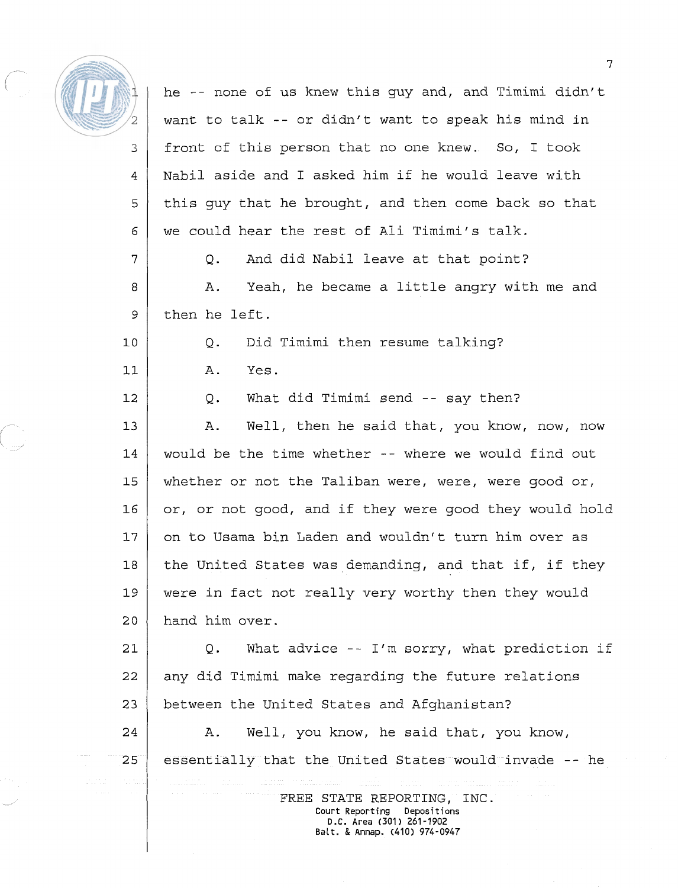he -- none of us knew this guy and, and Timimi didn't want to talk -- or didn't want to speak his mind in front of this person that no one knew. So, I took Nabil aside and I asked him if he would leave with this guy that he brought, and then come back so that we could hear the rest of Ali Timimi's talk.

Q. And did Nabil leave at that point?

A. Yeah, he became a little angry with me and then he left.

Q. Did Timimi then resume talking?

A. Yes.

Q. What did Timimi send -- say then?

A. Well, then he said that, you know, now, now would be the time whether -- where we would find out whether or not the Taliban were, were, were good or, or, or not good, and if they were good they would hold on to Usama bin Laden and wouldn't turn him over as the United States was demanding, and that if, if they were in fact not really very worthy then they would hand him over.

Q. What advice -- I'm sorry, what prediction if any did Timimi make regarding the future relations between the United States and Afghanistan?

A. Well, you know, he said that, you know, essentially that the United States would invade -- he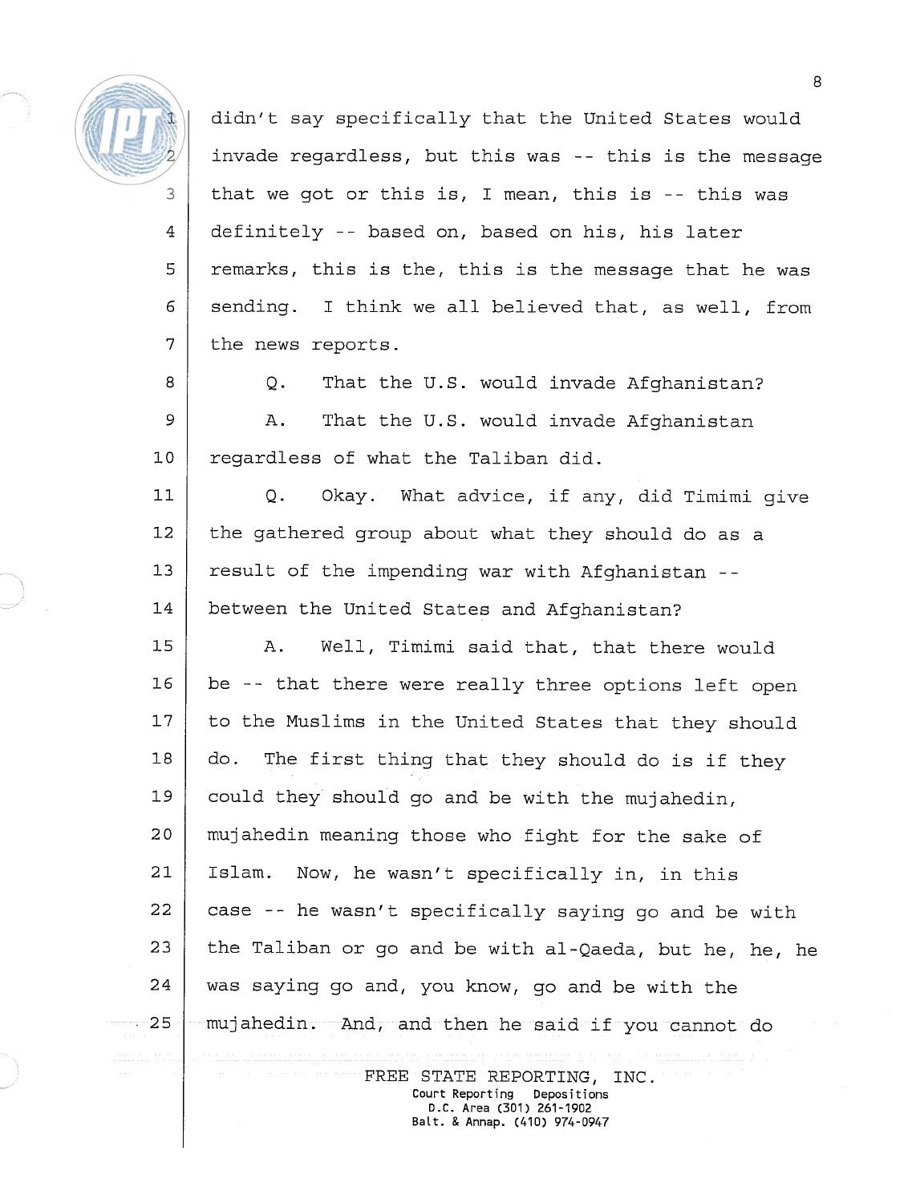didn't say specifically that the United States would invade regardless, but this was -- this is the message that we got or this is, I mean, this is -- this was definitely -- based on, based on his, his later remarks, this is the, this is the message that he was sending. I think we all believed that, as well, from the news reports.

Q. That the U.S. would invade Afghanistan?

A. That the U.S. would invade Afghanistan regardless of what the Taliban did.

Q. Okay. What advice, if any, did Timimi give the gathered group about what they should do as a result of the impending war with Afghanistan -- between the United States and Afghanistan?

A. Well, Timimi said that, that there would be -- that there were really three options left open to the Muslims in the United States that they should do. The first thing that they should do is if they could they should go and be with the mujahedin, mujahedin meaning those who fight for the sake of Islam. Now, he wasn't specifically in, in this case -- he wasn't specifically saying go and be with the Taliban or go and be with al-Qaeda, but he, he, he was saying go and, you know, go and be with the mujahedin. And, and then he said if you cannot do

FREE STATE REPORTING, INC.
Court Reporting Depositions
D.C. Area (301) 261-1902
Balt. & Annap. (410) 974-0947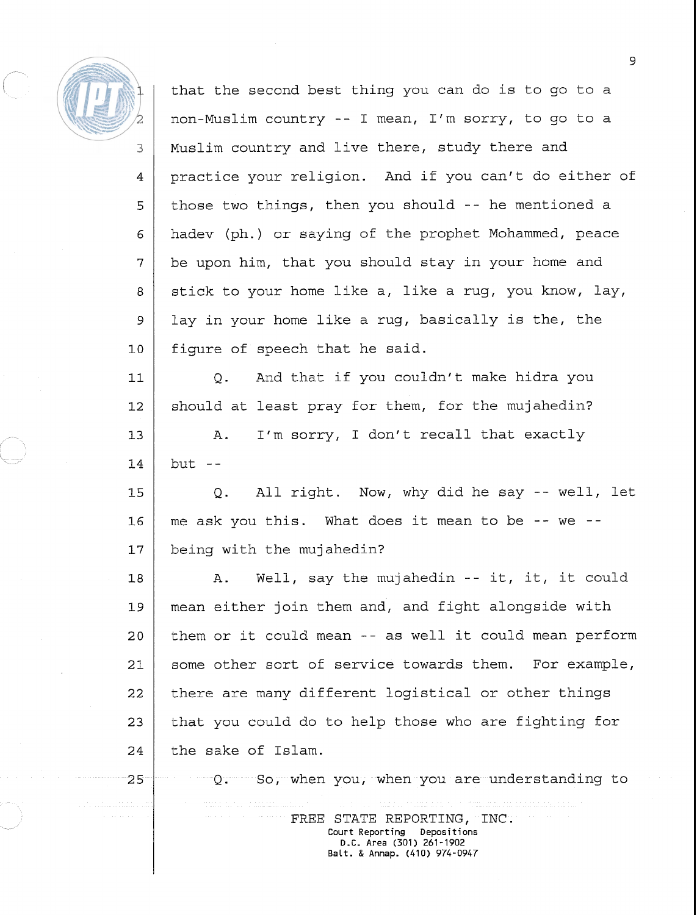that the second best thing you can do is to go to a non-Muslim country -- I mean, I'm sorry, to go to a Muslim country and live there, study there and practice your religion. And if you can't do either of those two things, then you should -- he mentioned a hadev (ph.) or saying of the prophet Mohammed, peace be upon him, that you should stay in your home and stick to your home like a, like a rug, you know, lay, lay in your home like a rug, basically is the, the figure of speech that he said.

Q. And that if you couldn't make hidra you should at least pray for them, for the mujahedin?

A. I'm sorry, I don't recall that exactly but --

Q. All right. Now, why did he say -- well, let me ask you this. What does it mean to be -- we -- being with the mujahedin?

A. Well, say the mujahedin -- it, it, it could mean either join them and, and fight alongside with them or it could mean -- as well it could mean perform some other sort of service towards them. For example, there are many different logistical or other things that you could do to help those who are fighting for the sake of Islam.

Q. So, when you, when you are understanding to

FREE STATE REPORTING, INC.
Court Reporting Depositions
D.C. Area (301) 261-1902
Balt. & Annap. (410) 974-0947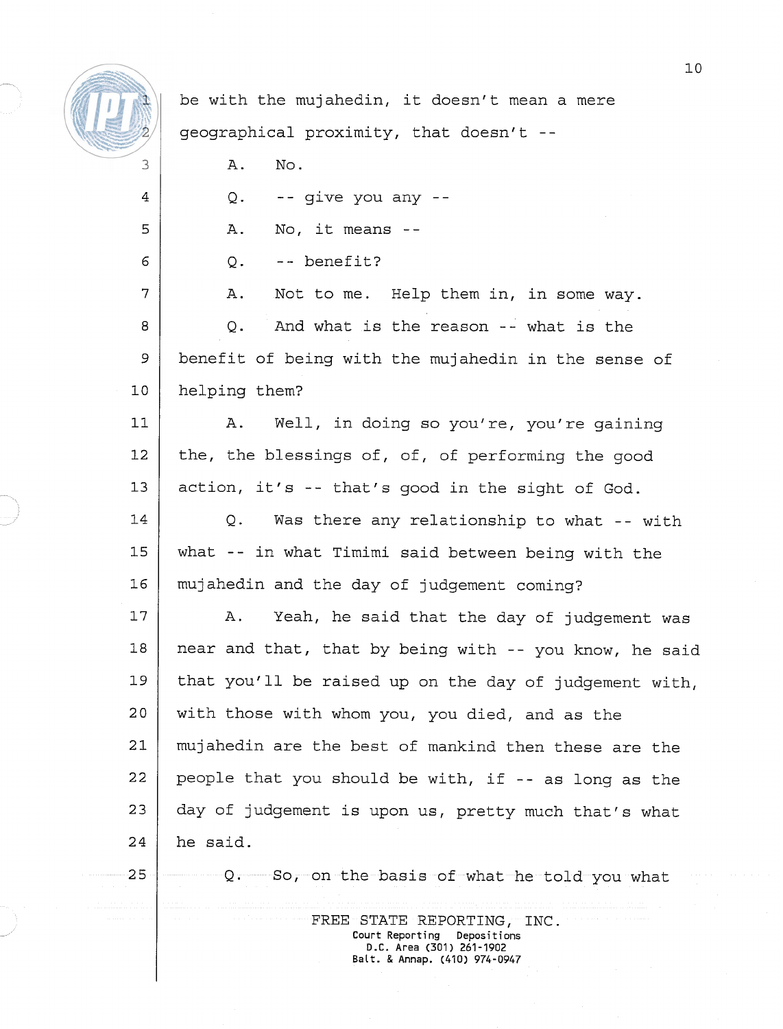be with the mujahedin, it doesn't mean a mere geographical proximity, that doesn't --

A. No.

Q. -- give you any --

A. No, it means --

Q. -- benefit?

A. Not to me. Help them in, in some way.

Q. And what is the reason -- what is the benefit of being with the mujahedin in the sense of helping them?

A. Well, in doing so you're, you're gaining the, the blessings of, of, of performing the good action, it's -- that's good in the sight of God.

Q. Was there any relationship to what -- with what -- in what Timimi said between being with the mujahedin and the day of judgement coming?

A. Yeah, he said that the day of judgement was near and that, that by being with -- you know, he said that you'll be raised up on the day of judgement with, with those with whom you, you died, and as the mujahedin are the best of mankind then these are the people that you should be with, if -- as long as the day of judgement is upon us, pretty much that's what he said.

Q. So, on the basis of what he told you what

FREE STATE REPORTING, INC.
Court Reporting Depositions
D.C. Area (301) 261-1902
Balt. & Annap. (410) 974-0947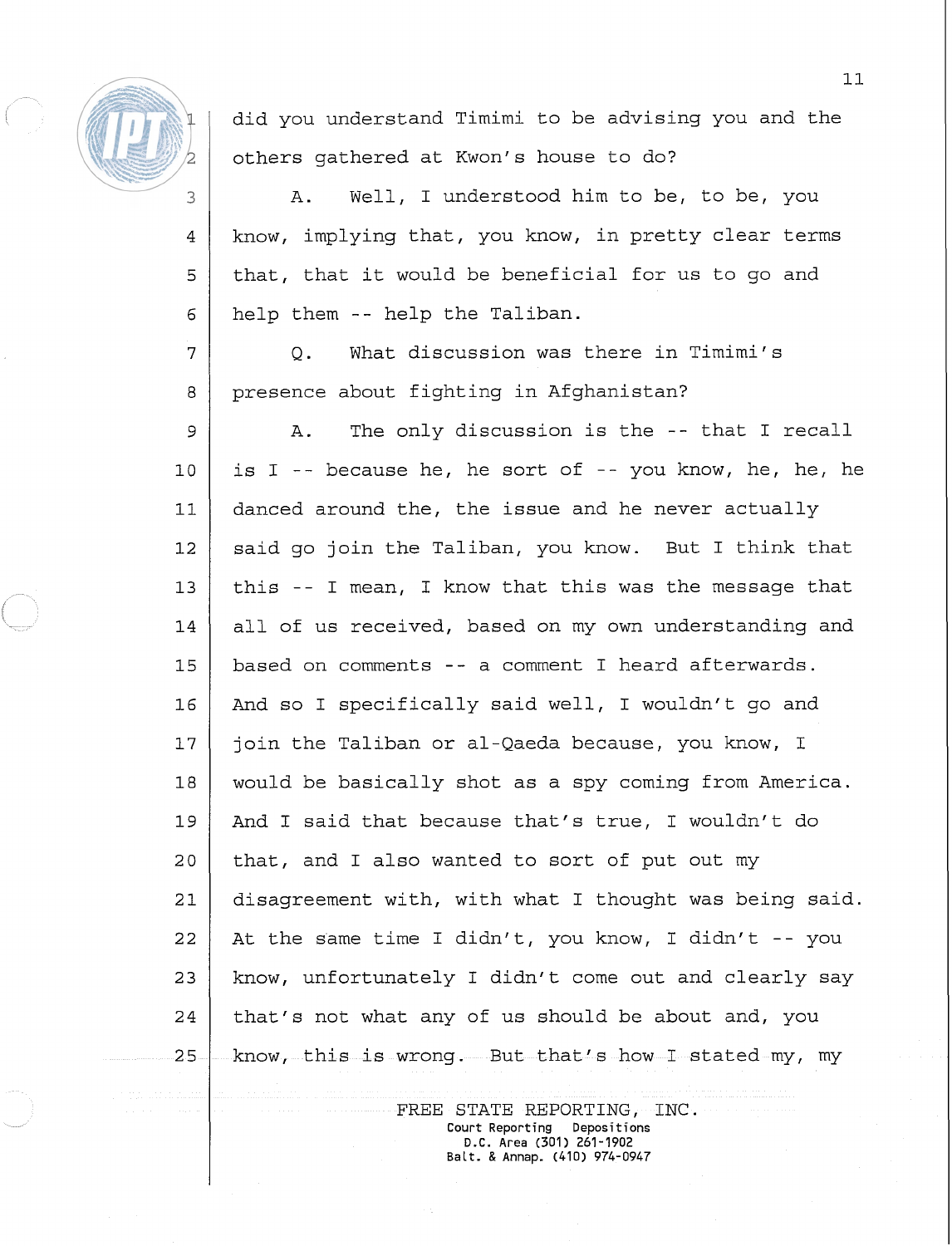did you understand Timimi to be advising you and the others gathered at Kwon's house to do?

A. Well, I understood him to be, to be, you know, implying that, you know, in pretty clear terms that, that it would be beneficial for us to go and help them -- help the Taliban.

Q. What discussion was there in Timimi's presence about fighting in Afghanistan?

A. The only discussion is the -- that I recall is I -- because he, he sort of -- you know, he, he, he danced around the, the issue and he never actually said go join the Taliban, you know. But I think that this -- I mean, I know that this was the message that all of us received, based on my own understanding and based on comments -- a comment I heard afterwards. And so I specifically said well, I wouldn't go and join the Taliban or al-Qaeda because, you know, I would be basically shot as a spy coming from America. And I said that because that's true, I wouldn't do that, and I also wanted to sort of put out my disagreement with, with what I thought was being said. At the same time I didn't, you know, I didn't -- you know, unfortunately I didn't come out and clearly say that's not what any of us should be about and, you know, this is wrong. But that's how I stated my, my

FREE STATE REPORTING, INC.
Court Reporting Depositions
D.C. Area (301) 261-1902
Balt. & Annap. (410) 974-0947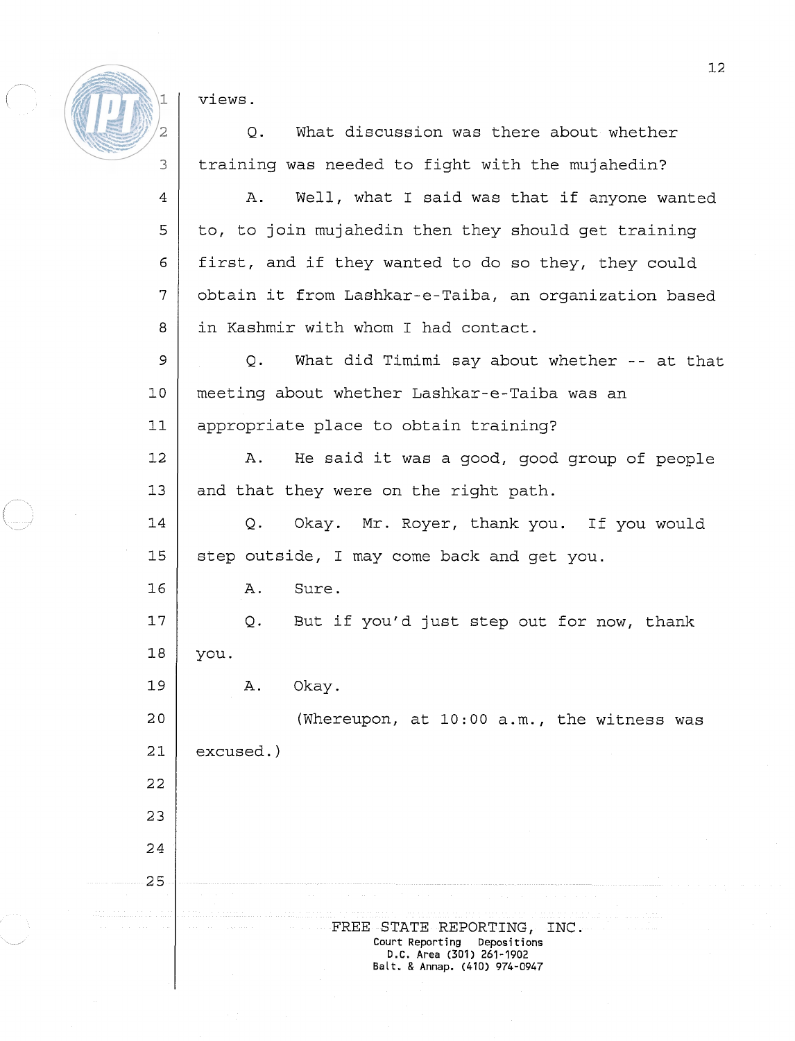views.

Q. What discussion was there about whether training was needed to fight with the mujahedin?

A. Well, what I said was that if anyone wanted to, to join mujahedin then they should get training first, and if they wanted to do so they, they could obtain it from Lashkar-e-Taiba, an organization based in Kashmir with whom I had contact.

Q. What did Timimi say about whether -- at that meeting about whether Lashkar-e-Taiba was an appropriate place to obtain training?

A. He said it was a good, good group of people and that they were on the right path.

Q. Okay. Mr. Royer, thank you. If you would step outside, I may come back and get you.

A. Sure.

Q. But if you'd just step out for now, thank you.

A. Okay.

(Whereupon, at 10:00 a.m., the witness was excused.)

FREE STATE REPORTING, INC.
Court Reporting Depositions
D.C. Area (301) 261-1902
Balt. & Annap. (410) 974-0947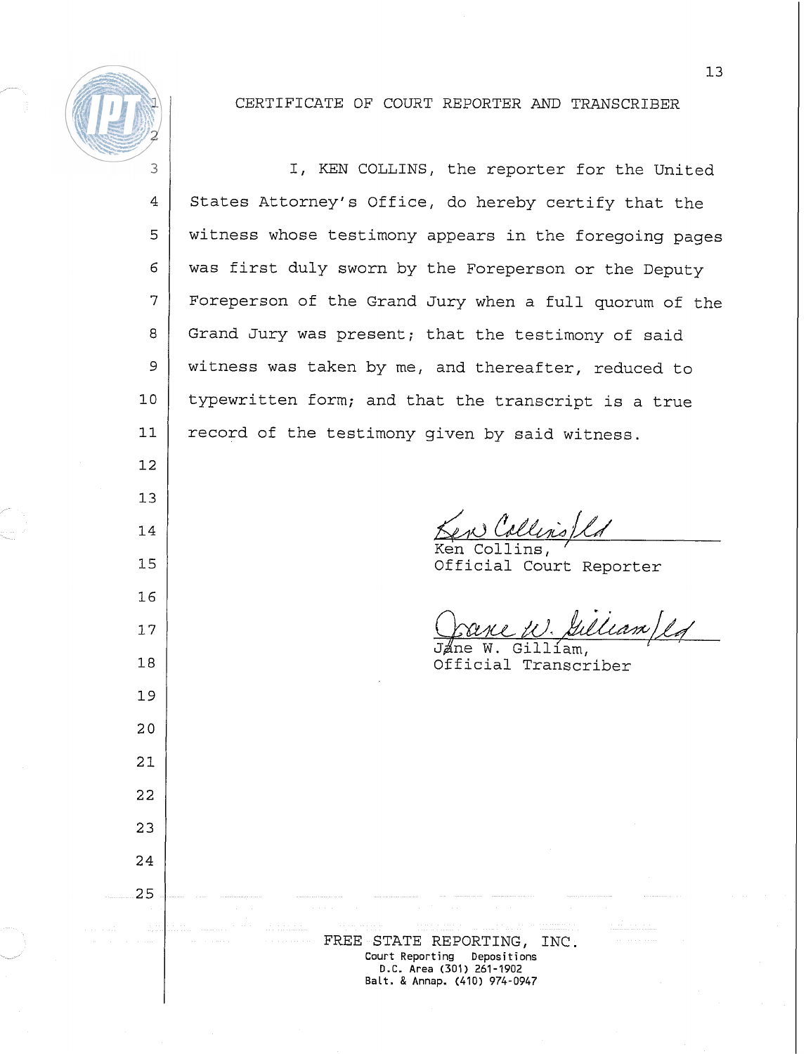# CERTIFICATE OF COURT REPORTER AND TRANSCRIBER

I, KEN COLLINS, the reporter for the United States Attorney's Office, do hereby certify that the witness whose testimony appears in the foregoing pages was first duly sworn by the Foreperson or the Deputy Foreperson of the Grand Jury when a full quorum of the Grand Jury was present; that the testimony of said witness was taken by me, and thereafter, reduced to typewritten form; and that the transcript is a true record of the testimony given by said witness.

Ken Collins/ld
Ken Collins,
Official Court Reporter

Jane W. Gilliam/ld
Jane W. Gilliam,
Official Transcriber

FREE STATE REPORTING, INC.
Court Reporting Depositions
D.C. Area (301) 261-1902
Balt. & Annap. (410) 974-0947